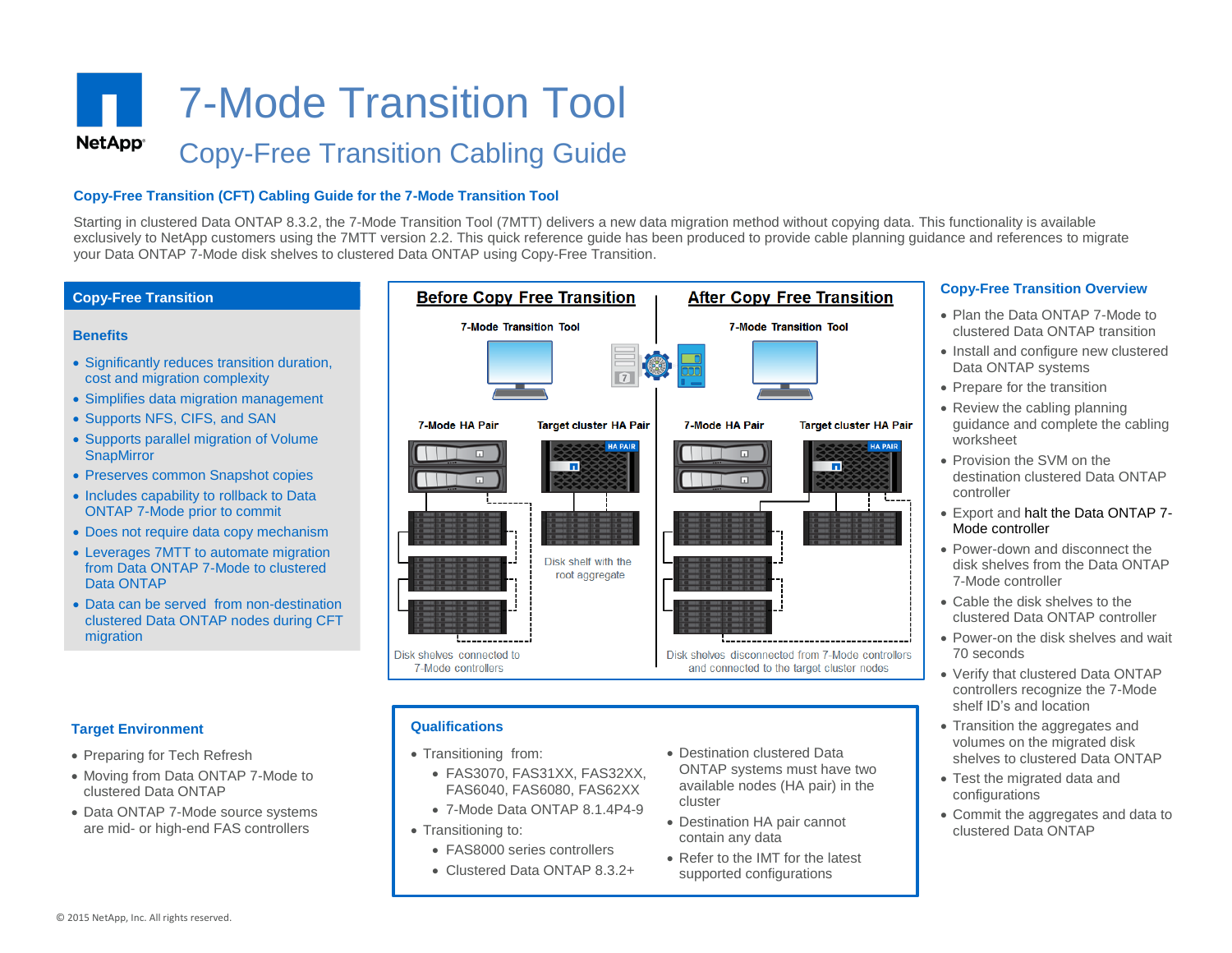# 7-Mode Transition Tool

## Copy-Free Transition Cabling Guide

### Copy-Free Transition (CFT) Cabling Guide for the 7-Mode Transition Tool

Starting in clustered Data ONTAP 8.3.2, the 7-Mode Transition Tool (7MTT) delivers a new data migration method without copying data. This functionality is available exclusively to NetApp customers using the 7MTT version 2.2. This quick reference guide has been produced to provide cable planning guidance and references to migrate your Data ONTAP 7-Mode disk shelves to clustered Data ONTAP using Copy-Free Transition.

### Copy-Free Transition

#### Benefits

- Significantly reduces transition duration, cost and migration complexity
- Simplifies data migration management
- Supports NFS, CIFS, and SAN
- Supports parallel migration of Volume SnapMirror
- Preserves common Snapshot copies
- Includes capability to rollback to Data ONTAP 7-Mode prior to commit
- Does not require data copy mechanism
- Leverages 7MTT to automate migration from Data ONTAP 7-Mode to clustered Data ONTAP
- Data can be served from non-destination clustered Data ONTAP nodes during CFT migration

**Before Copy Free Transition**

7-Mode Transition Tool

7-Mode HA Pair | Target cluster HA Pair

Disk shelf with the root aggregate

Disk shelves connected to 7-Mode controllers

**After Copy Free Transition**

7-Mode Transition Tool

7-Mode HA Pair | Target cluster HA Pair

Disk shelves disconnected from 7-Mode controllers and connected to the target cluster nodes

### Copy-Free Transition Overview

- Plan the Data ONTAP 7-Mode to clustered Data ONTAP transition
- Install and configure new clustered Data ONTAP systems
- Prepare for the transition
- Review the cabling planning guidance and complete the cabling worksheet
- Provision the SVM on the destination clustered Data ONTAP controller
- Export and halt the Data ONTAP 7-Mode controller
- Power-down and disconnect the disk shelves from the Data ONTAP 7-Mode controller
- Cable the disk shelves to the clustered Data ONTAP controller
- Power-on the disk shelves and wait 70 seconds
- Verify that clustered Data ONTAP controllers recognize the 7-Mode shelf ID's and location
- Transition the aggregates and volumes on the migrated disk shelves to clustered Data ONTAP
- Test the migrated data and configurations
- Commit the aggregates and data to clustered Data ONTAP

### Target Environment

- Preparing for Tech Refresh
- Moving from Data ONTAP 7-Mode to clustered Data ONTAP
- Data ONTAP 7-Mode source systems are mid- or high-end FAS controllers

### Qualifications

- Transitioning from:
  - FAS3070, FAS31XX, FAS32XX, FAS6040, FAS6080, FAS62XX
  - 7-Mode Data ONTAP 8.1.4P4-9
- Transitioning to:
  - FAS8000 series controllers
  - Clustered Data ONTAP 8.3.2+
- Destination clustered Data ONTAP systems must have two available nodes (HA pair) in the cluster
- Destination HA pair cannot contain any data
- Refer to the IMT for the latest supported configurations

© 2015 NetApp, Inc. All rights reserved.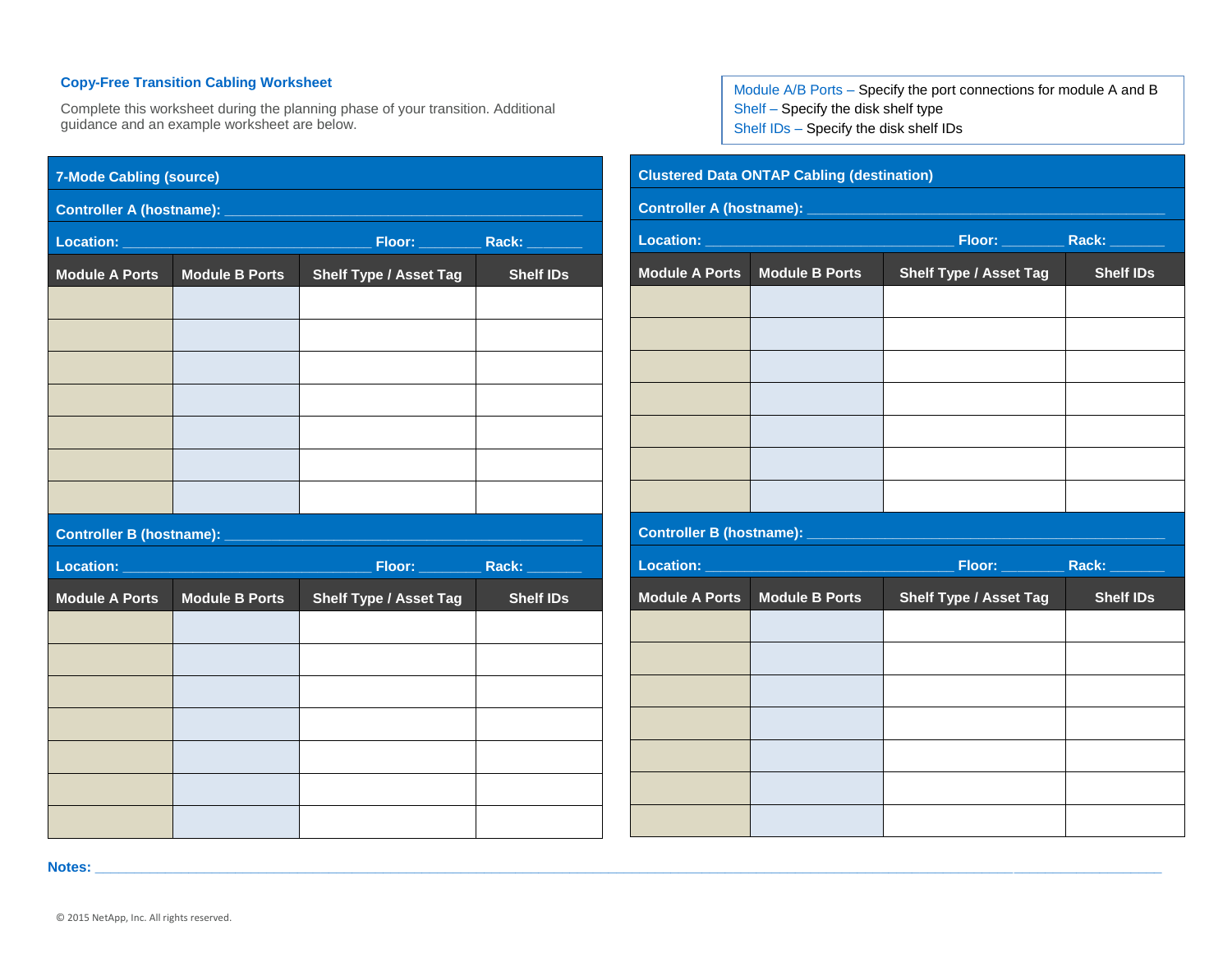## Copy-Free Transition Cabling Worksheet

Complete this worksheet during the planning phase of your transition. Additional guidance and an example worksheet are below.

Module A/B Ports – Specify the port connections for module A and B
Shelf – Specify the disk shelf type
Shelf IDs – Specify the disk shelf IDs

### 7-Mode Cabling (source)

**Controller A (hostname):** ______________________________________________

**Location:** _______________________________ **Floor:** ________ **Rack:** _______

| Module A Ports | Module B Ports | Shelf Type / Asset Tag | Shelf IDs |
| --- | --- | --- | --- |
| | | | |
| | | | |
| | | | |
| | | | |
| | | | |
| | | | |
| | | | |

**Controller B (hostname):** ______________________________________________

**Location:** _______________________________ **Floor:** ________ **Rack:** _______

| Module A Ports | Module B Ports | Shelf Type / Asset Tag | Shelf IDs |
| --- | --- | --- | --- |
| | | | |
| | | | |
| | | | |
| | | | |
| | | | |
| | | | |
| | | | |

### Clustered Data ONTAP Cabling (destination)

**Controller A (hostname):** ______________________________________________

**Location:** _______________________________ **Floor:** ________ **Rack:** _______

| Module A Ports | Module B Ports | Shelf Type / Asset Tag | Shelf IDs |
| --- | --- | --- | --- |
| | | | |
| | | | |
| | | | |
| | | | |
| | | | |
| | | | |
| | | | |

**Controller B (hostname):** ______________________________________________

**Location:** _______________________________ **Floor:** ________ **Rack:** _______

| Module A Ports | Module B Ports | Shelf Type / Asset Tag | Shelf IDs |
| --- | --- | --- | --- |
| | | | |
| | | | |
| | | | |
| | | | |
| | | | |
| | | | |
| | | | |

**Notes:** ________________________________________________________________________________________________

© 2015 NetApp, Inc. All rights reserved.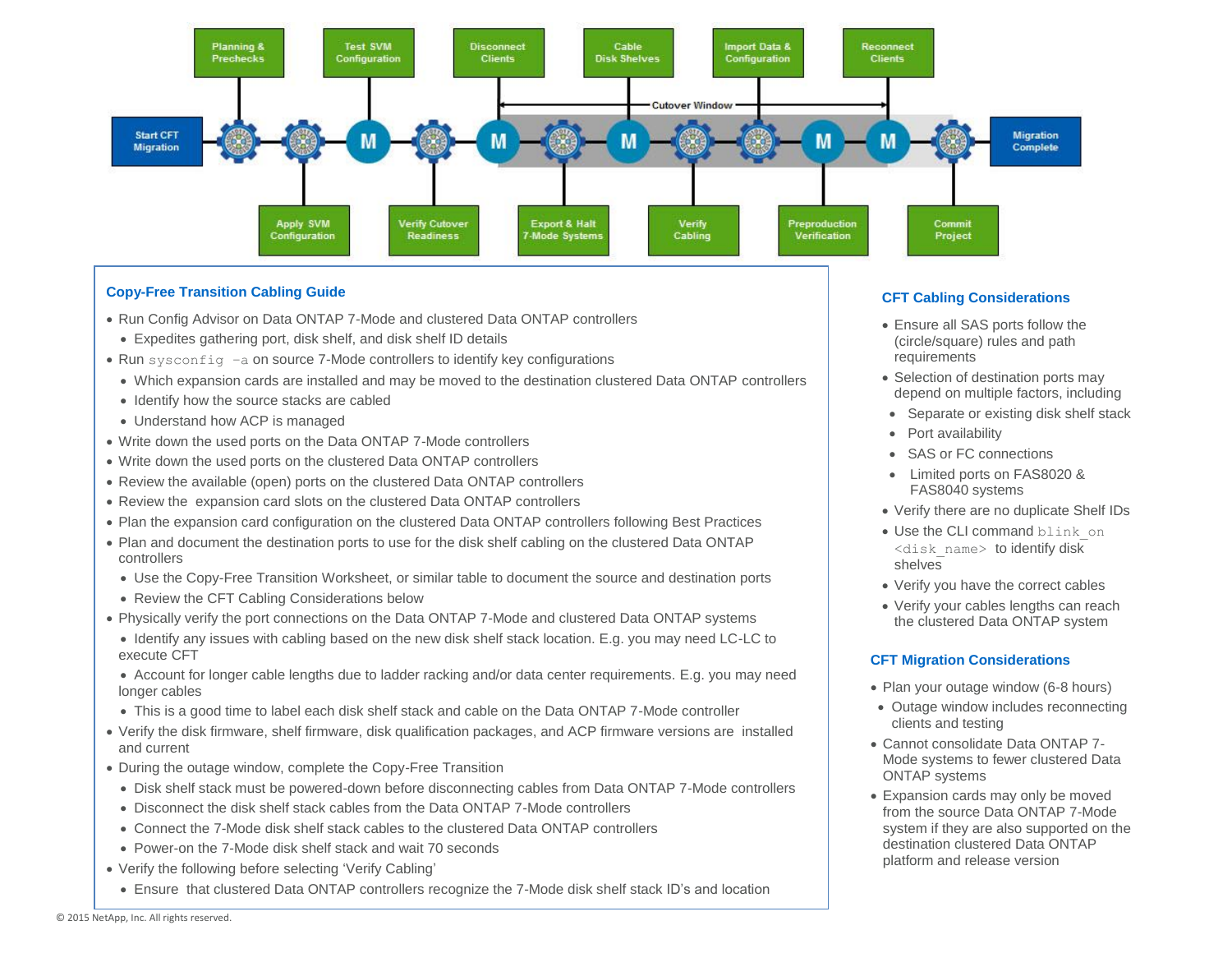Start CFT Migration → Planning & Prechecks → Apply SVM Configuration → Test SVM Configuration (M) → Verify Cutover Readiness → Disconnect Clients (M) → Export & Halt 7-Mode Systems → Cable Disk Shelves (M) → Verify Cabling → Import Data & Configuration → Preproduction Verification (M) → Reconnect Clients (M) → Commit Project → Migration Complete

Cutover Window

## Copy-Free Transition Cabling Guide

- Run Config Advisor on Data ONTAP 7-Mode and clustered Data ONTAP controllers
  - Expedites gathering port, disk shelf, and disk shelf ID details
- Run `sysconfig –a` on source 7-Mode controllers to identify key configurations
  - Which expansion cards are installed and may be moved to the destination clustered Data ONTAP controllers
  - Identify how the source stacks are cabled
  - Understand how ACP is managed
- Write down the used ports on the Data ONTAP 7-Mode controllers
- Write down the used ports on the clustered Data ONTAP controllers
- Review the available (open) ports on the clustered Data ONTAP controllers
- Review the expansion card slots on the clustered Data ONTAP controllers
- Plan the expansion card configuration on the clustered Data ONTAP controllers following Best Practices
- Plan and document the destination ports to use for the disk shelf cabling on the clustered Data ONTAP controllers
  - Use the Copy-Free Transition Worksheet, or similar table to document the source and destination ports
  - Review the CFT Cabling Considerations below
- Physically verify the port connections on the Data ONTAP 7-Mode and clustered Data ONTAP systems
  - Identify any issues with cabling based on the new disk shelf stack location. E.g. you may need LC-LC to execute CFT
  - Account for longer cable lengths due to ladder racking and/or data center requirements. E.g. you may need longer cables
  - This is a good time to label each disk shelf stack and cable on the Data ONTAP 7-Mode controller
- Verify the disk firmware, shelf firmware, disk qualification packages, and ACP firmware versions are installed and current
- During the outage window, complete the Copy-Free Transition
  - Disk shelf stack must be powered-down before disconnecting cables from Data ONTAP 7-Mode controllers
  - Disconnect the disk shelf stack cables from the Data ONTAP 7-Mode controllers
  - Connect the 7-Mode disk shelf stack cables to the clustered Data ONTAP controllers
  - Power-on the 7-Mode disk shelf stack and wait 70 seconds
- Verify the following before selecting 'Verify Cabling'
  - Ensure that clustered Data ONTAP controllers recognize the 7-Mode disk shelf stack ID's and location

## CFT Cabling Considerations

- Ensure all SAS ports follow the (circle/square) rules and path requirements
- Selection of destination ports may depend on multiple factors, including
  - Separate or existing disk shelf stack
  - Port availability
  - SAS or FC connections
  - Limited ports on FAS8020 & FAS8040 systems
- Verify there are no duplicate Shelf IDs
- Use the CLI command `blink_on <disk_name>` to identify disk shelves
- Verify you have the correct cables
- Verify your cables lengths can reach the clustered Data ONTAP system

## CFT Migration Considerations

- Plan your outage window (6-8 hours)
  - Outage window includes reconnecting clients and testing
- Cannot consolidate Data ONTAP 7-Mode systems to fewer clustered Data ONTAP systems
- Expansion cards may only be moved from the source Data ONTAP 7-Mode system if they are also supported on the destination clustered Data ONTAP platform and release version

© 2015 NetApp, Inc. All rights reserved.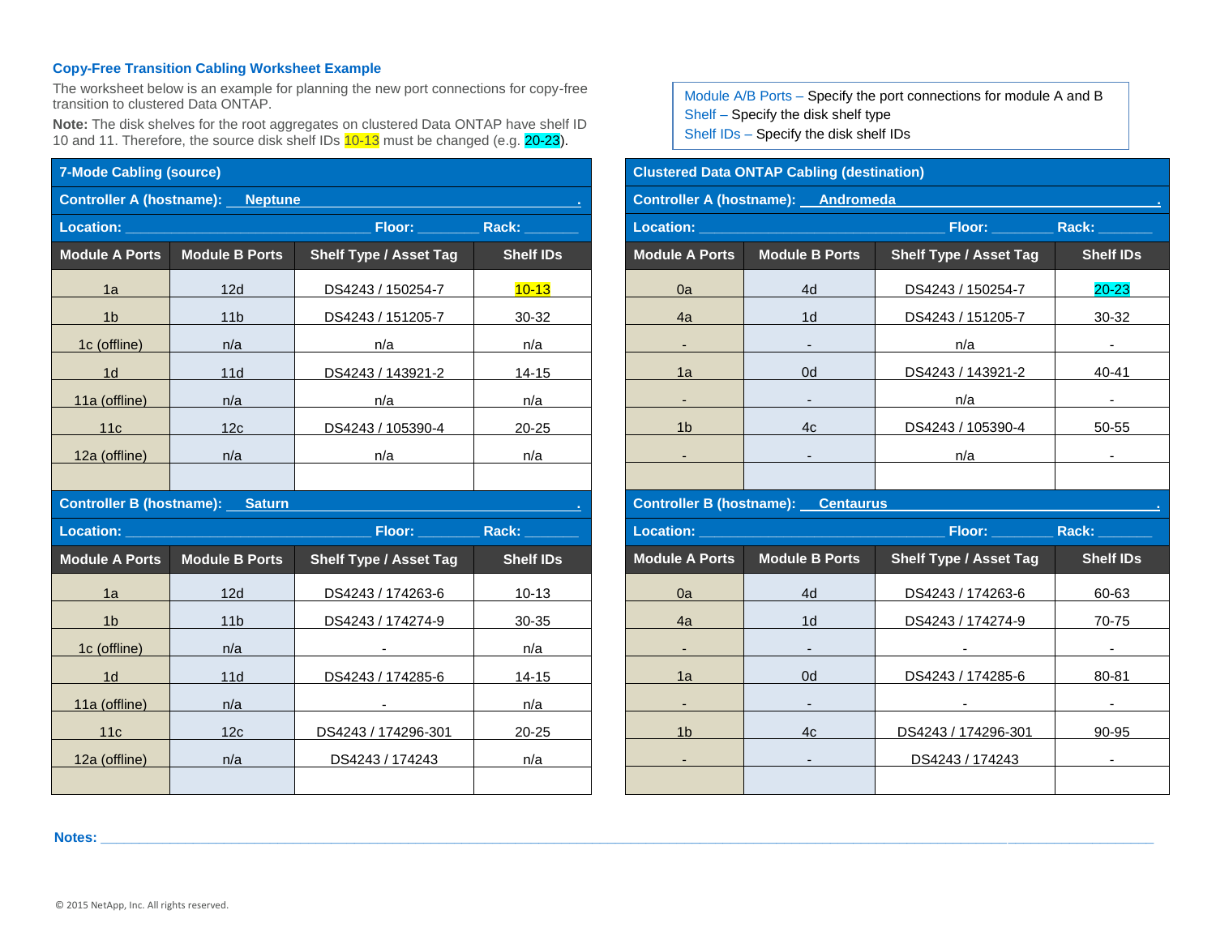### Copy-Free Transition Cabling Worksheet Example

The worksheet below is an example for planning the new port connections for copy-free transition to clustered Data ONTAP.

**Note:** The disk shelves for the root aggregates on clustered Data ONTAP have shelf ID 10 and 11. Therefore, the source disk shelf IDs 10-13 must be changed (e.g. 20-23).

Module A/B Ports – Specify the port connections for module A and B
Shelf – Specify the disk shelf type
Shelf IDs – Specify the disk shelf IDs

| 7-Mode Cabling (source) | | | |
|---|---|---|---|
| **Controller A (hostname): Neptune** | | | |
| **Location: ______ Floor: ______ Rack: ______** | | | |
| **Module A Ports** | **Module B Ports** | **Shelf Type / Asset Tag** | **Shelf IDs** |
| 1a | 12d | DS4243 / 150254-7 | 10-13 |
| 1b | 11b | DS4243 / 151205-7 | 30-32 |
| 1c (offline) | n/a | n/a | n/a |
| 1d | 11d | DS4243 / 143921-2 | 14-15 |
| 11a (offline) | n/a | n/a | n/a |
| 11c | 12c | DS4243 / 105390-4 | 20-25 |
| 12a (offline) | n/a | n/a | n/a |
| | | | |
| **Controller B (hostname): Saturn** | | | |
| **Location: ______ Floor: ______ Rack: ______** | | | |
| **Module A Ports** | **Module B Ports** | **Shelf Type / Asset Tag** | **Shelf IDs** |
| 1a | 12d | DS4243 / 174263-6 | 10-13 |
| 1b | 11b | DS4243 / 174274-9 | 30-35 |
| 1c (offline) | n/a | - | n/a |
| 1d | 11d | DS4243 / 174285-6 | 14-15 |
| 11a (offline) | n/a | - | n/a |
| 11c | 12c | DS4243 / 174296-301 | 20-25 |
| 12a (offline) | n/a | DS4243 / 174243 | n/a |
| | | | |

| Clustered Data ONTAP Cabling (destination) | | | |
|---|---|---|---|
| **Controller A (hostname): Andromeda** | | | |
| **Location: ______ Floor: ______ Rack: ______** | | | |
| **Module A Ports** | **Module B Ports** | **Shelf Type / Asset Tag** | **Shelf IDs** |
| 0a | 4d | DS4243 / 150254-7 | 20-23 |
| 4a | 1d | DS4243 / 151205-7 | 30-32 |
| - | - | n/a | - |
| 1a | 0d | DS4243 / 143921-2 | 40-41 |
| - | - | n/a | - |
| 1b | 4c | DS4243 / 105390-4 | 50-55 |
| - | - | n/a | - |
| | | | |
| **Controller B (hostname): Centaurus** | | | |
| **Location: ______ Floor: ______ Rack: ______** | | | |
| **Module A Ports** | **Module B Ports** | **Shelf Type / Asset Tag** | **Shelf IDs** |
| 0a | 4d | DS4243 / 174263-6 | 60-63 |
| 4a | 1d | DS4243 / 174274-9 | 70-75 |
| - | - | - | - |
| 1a | 0d | DS4243 / 174285-6 | 80-81 |
| - | - | - | - |
| 1b | 4c | DS4243 / 174296-301 | 90-95 |
| - | - | DS4243 / 174243 | - |
| | | | |

**Notes:** ______________________________________________

© 2015 NetApp, Inc. All rights reserved.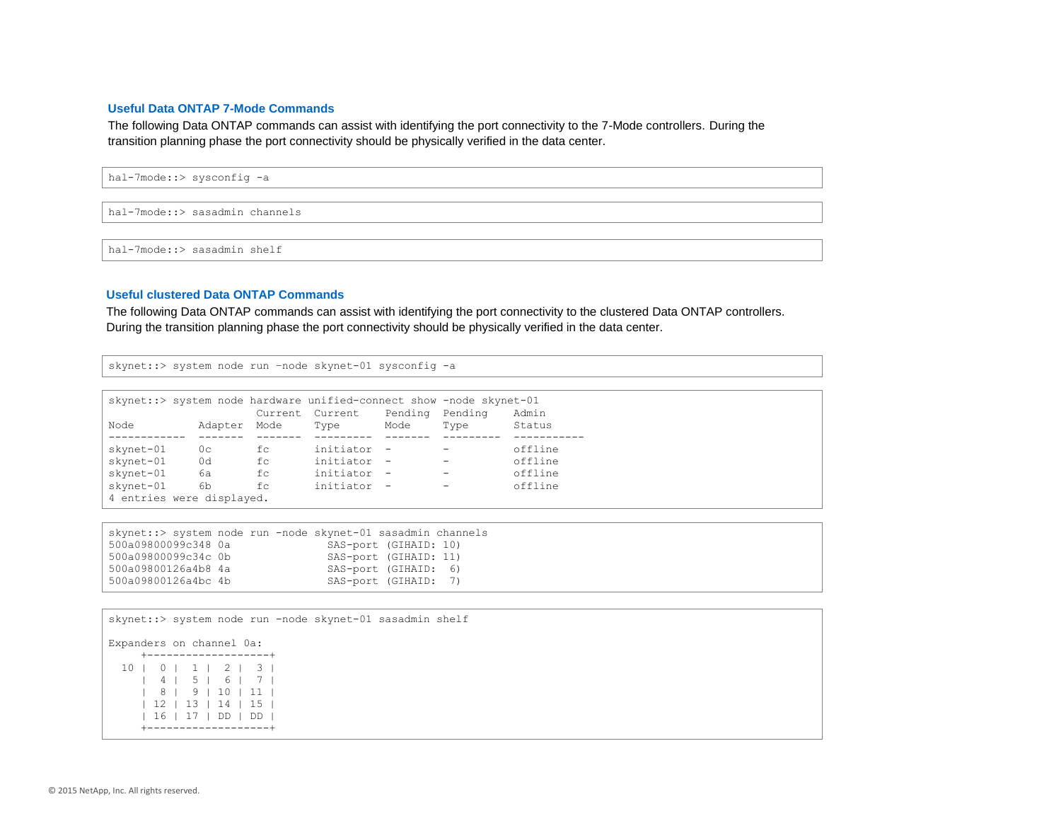### Useful Data ONTAP 7-Mode Commands

The following Data ONTAP commands can assist with identifying the port connectivity to the 7-Mode controllers. During the transition planning phase the port connectivity should be physically verified in the data center.

```
hal-7mode::> sysconfig -a
```

```
hal-7mode::> sasadmin channels
```

```
hal-7mode::> sasadmin shelf
```

### Useful clustered Data ONTAP Commands

The following Data ONTAP commands can assist with identifying the port connectivity to the clustered Data ONTAP controllers. During the transition planning phase the port connectivity should be physically verified in the data center.

```
skynet::> system node run -node skynet-01 sysconfig -a
```

```
skynet::> system node hardware unified-connect show -node skynet-01
                         Current  Current    Pending  Pending    Admin
Node            Adapter  Mode     Type       Mode     Type       Status
------------    -------  -------  ---------  -------  ---------  -----------
skynet-01       0c       fc       initiator  -        -          offline
skynet-01       0d       fc       initiator  -        -          offline
skynet-01       6a       fc       initiator  -        -          offline
skynet-01       6b       fc       initiator  -        -          offline
4 entries were displayed.
```

```
skynet::> system node run -node skynet-01 sasadmin channels
500a09800099c348 0a              SAS-port (GIHAID: 10)
500a09800099c34c 0b              SAS-port (GIHAID: 11)
500a09800126a4b8 4a              SAS-port (GIHAID:  6)
500a09800126a4bc 4b              SAS-port (GIHAID:  7)
```

```
skynet::> system node run -node skynet-01 sasadmin shelf

Expanders on channel 0a:
     +-------------------+
  10 |  0 |  1 |  2 |  3 |
     |  4 |  5 |  6 |  7 |
     |  8 |  9 | 10 | 11 |
     | 12 | 13 | 14 | 15 |
     | 16 | 17 | DD | DD |
     +-------------------+
```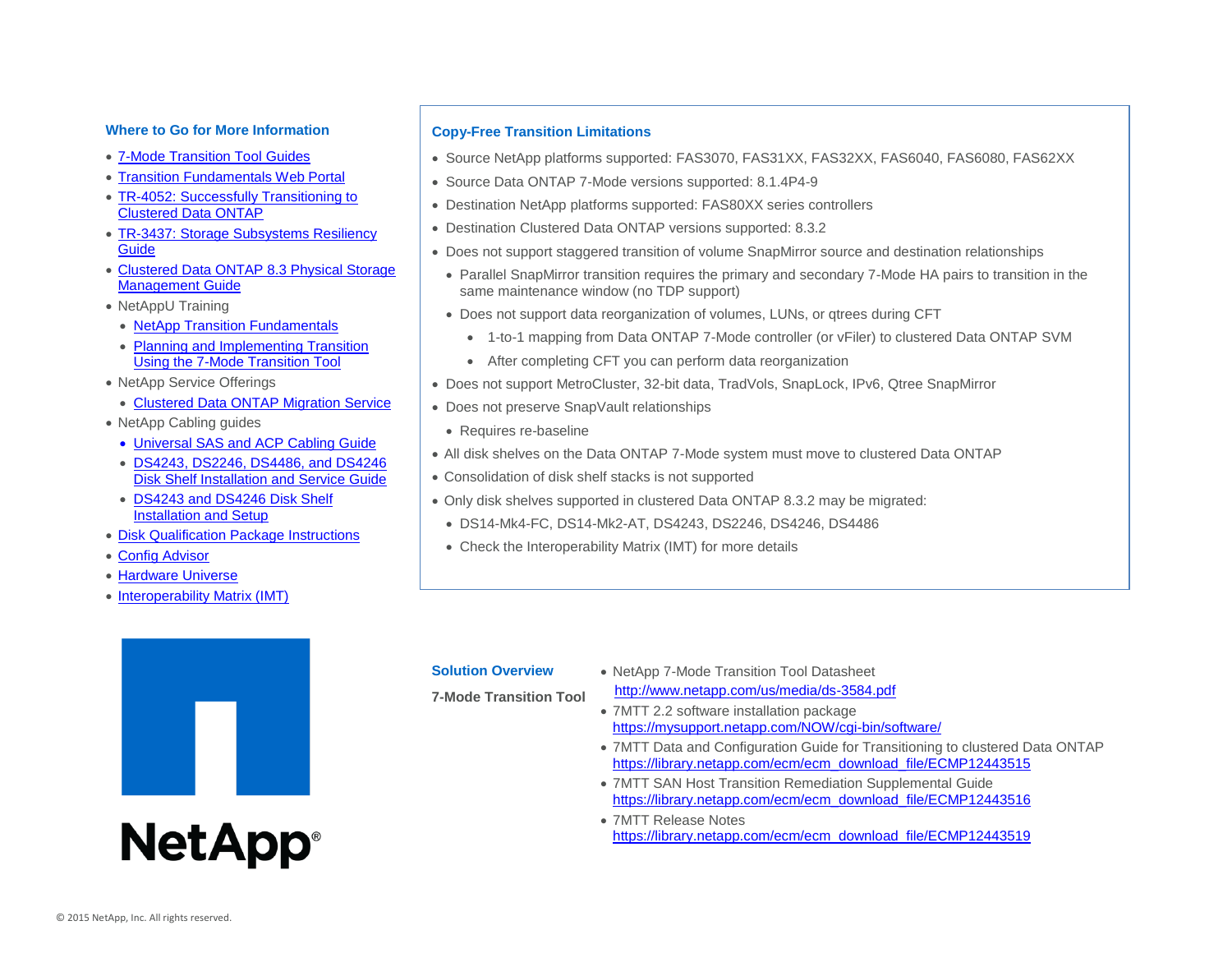## Where to Go for More Information

- 7-Mode Transition Tool Guides
- Transition Fundamentals Web Portal
- TR-4052: Successfully Transitioning to Clustered Data ONTAP
- TR-3437: Storage Subsystems Resiliency Guide
- Clustered Data ONTAP 8.3 Physical Storage Management Guide
- NetAppU Training
  - NetApp Transition Fundamentals
  - Planning and Implementing Transition Using the 7-Mode Transition Tool
- NetApp Service Offerings
  - Clustered Data ONTAP Migration Service
- NetApp Cabling guides
  - Universal SAS and ACP Cabling Guide
  - DS4243, DS2246, DS4486, and DS4246 Disk Shelf Installation and Service Guide
  - DS4243 and DS4246 Disk Shelf Installation and Setup
- Disk Qualification Package Instructions
- Config Advisor
- Hardware Universe
- Interoperability Matrix (IMT)

## Copy-Free Transition Limitations

- Source NetApp platforms supported: FAS3070, FAS31XX, FAS32XX, FAS6040, FAS6080, FAS62XX
- Source Data ONTAP 7-Mode versions supported: 8.1.4P4-9
- Destination NetApp platforms supported: FAS80XX series controllers
- Destination Clustered Data ONTAP versions supported: 8.3.2
- Does not support staggered transition of volume SnapMirror source and destination relationships
  - Parallel SnapMirror transition requires the primary and secondary 7-Mode HA pairs to transition in the same maintenance window (no TDP support)
  - Does not support data reorganization of volumes, LUNs, or qtrees during CFT
    - 1-to-1 mapping from Data ONTAP 7-Mode controller (or vFiler) to clustered Data ONTAP SVM
    - After completing CFT you can perform data reorganization
- Does not support MetroCluster, 32-bit data, TradVols, SnapLock, IPv6, Qtree SnapMirror
- Does not preserve SnapVault relationships
  - Requires re-baseline
- All disk shelves on the Data ONTAP 7-Mode system must move to clustered Data ONTAP
- Consolidation of disk shelf stacks is not supported
- Only disk shelves supported in clustered Data ONTAP 8.3.2 may be migrated:
  - DS14-Mk4-FC, DS14-Mk2-AT, DS4243, DS2246, DS4246, DS4486
  - Check the Interoperability Matrix (IMT) for more details

NetApp®

## Solution Overview

**7-Mode Transition Tool**

- NetApp 7-Mode Transition Tool Datasheet
  http://www.netapp.com/us/media/ds-3584.pdf
- 7MTT 2.2 software installation package
  https://mysupport.netapp.com/NOW/cgi-bin/software/
- 7MTT Data and Configuration Guide for Transitioning to clustered Data ONTAP
  https://library.netapp.com/ecm/ecm_download_file/ECMP12443515
- 7MTT SAN Host Transition Remediation Supplemental Guide
  https://library.netapp.com/ecm/ecm_download_file/ECMP12443516
- 7MTT Release Notes
  https://library.netapp.com/ecm/ecm_download_file/ECMP12443519

© 2015 NetApp, Inc. All rights reserved.